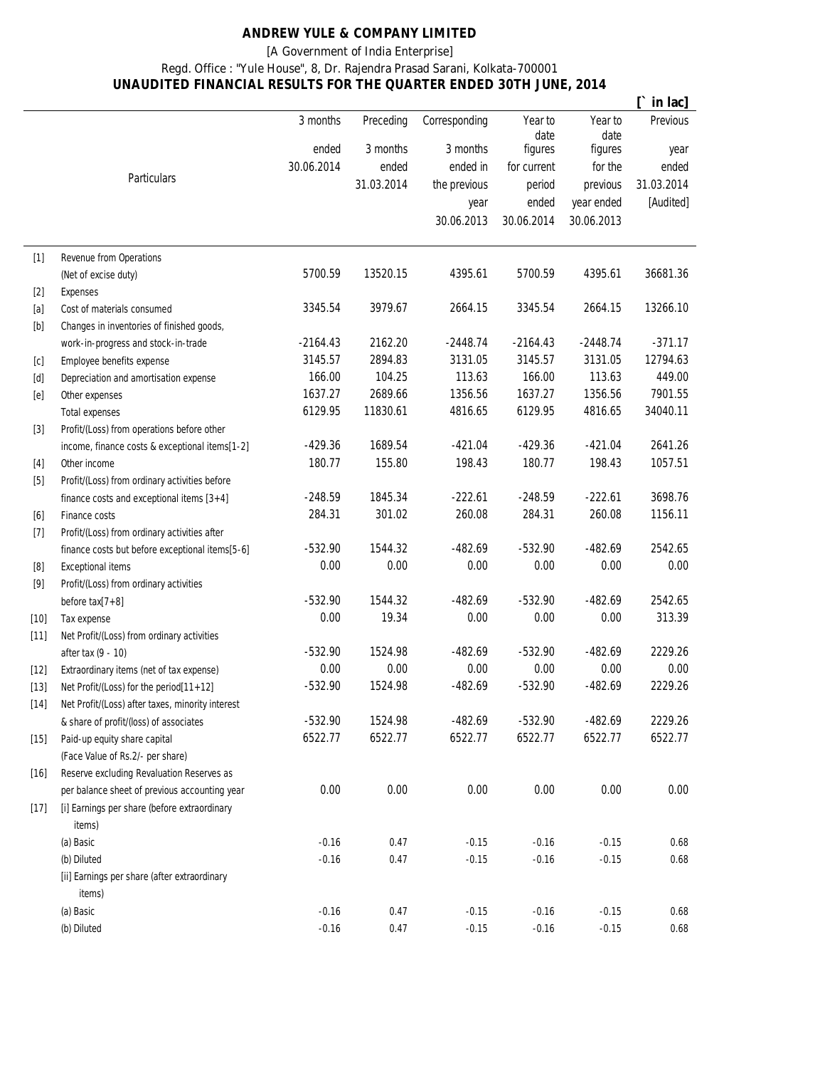# ANDREW YULE & COMPANY LIMITED

[A Government of India Enterprise]

Regd. Office : "Yule House", 8, Dr. Rajendra Prasad Sarani, Kolkata-700001

## UNAUDITED FINANCIAL RESULTS FOR THE QUARTER ENDED 30TH JUNE, 2014

[` in lac]

| | Particulars | 3 months ended 30.06.2014 | Preceding 3 months ended 31.03.2014 | Corresponding 3 months ended in the previous year 30.06.2013 | Year to date figures for current period ended 30.06.2014 | Year to date figures for the previous year ended 30.06.2013 | Previous year ended 31.03.2014 [Audited] |
|---|---|---|---|---|---|---|---|
| [1] | Revenue from Operations (Net of excise duty) | 5700.59 | 13520.15 | 4395.61 | 5700.59 | 4395.61 | 36681.36 |
| [2] | Expenses | | | | | | |
| [a] | Cost of materials consumed | 3345.54 | 3979.67 | 2664.15 | 3345.54 | 2664.15 | 13266.10 |
| [b] | Changes in inventories of finished goods, work-in-progress and stock-in-trade | -2164.43 | 2162.20 | -2448.74 | -2164.43 | -2448.74 | -371.17 |
| [c] | Employee benefits expense | 3145.57 | 2894.83 | 3131.05 | 3145.57 | 3131.05 | 12794.63 |
| [d] | Depreciation and amortisation expense | 166.00 | 104.25 | 113.63 | 166.00 | 113.63 | 449.00 |
| [e] | Other expenses | 1637.27 | 2689.66 | 1356.56 | 1637.27 | 1356.56 | 7901.55 |
| | Total expenses | 6129.95 | 11830.61 | 4816.65 | 6129.95 | 4816.65 | 34040.11 |
| [3] | Profit/(Loss) from operations before other income, finance costs & exceptional items[1-2] | -429.36 | 1689.54 | -421.04 | -429.36 | -421.04 | 2641.26 |
| [4] | Other income | 180.77 | 155.80 | 198.43 | 180.77 | 198.43 | 1057.51 |
| [5] | Profit/(Loss) from ordinary activities before finance costs and exceptional items [3+4] | -248.59 | 1845.34 | -222.61 | -248.59 | -222.61 | 3698.76 |
| [6] | Finance costs | 284.31 | 301.02 | 260.08 | 284.31 | 260.08 | 1156.11 |
| [7] | Profit/(Loss) from ordinary activities after finance costs but before exceptional items[5-6] | -532.90 | 1544.32 | -482.69 | -532.90 | -482.69 | 2542.65 |
| [8] | Exceptional items | 0.00 | 0.00 | 0.00 | 0.00 | 0.00 | 0.00 |
| [9] | Profit/(Loss) from ordinary activities before tax[7+8] | -532.90 | 1544.32 | -482.69 | -532.90 | -482.69 | 2542.65 |
| [10] | Tax expense | 0.00 | 19.34 | 0.00 | 0.00 | 0.00 | 313.39 |
| [11] | Net Profit/(Loss) from ordinary activities after tax (9 - 10) | -532.90 | 1524.98 | -482.69 | -532.90 | -482.69 | 2229.26 |
| [12] | Extraordinary items (net of tax expense) | 0.00 | 0.00 | 0.00 | 0.00 | 0.00 | 0.00 |
| [13] | Net Profit/(Loss) for the period[11+12] | -532.90 | 1524.98 | -482.69 | -532.90 | -482.69 | 2229.26 |
| [14] | Net Profit/(Loss) after taxes, minority interest & share of profit/(loss) of associates | -532.90 | 1524.98 | -482.69 | -532.90 | -482.69 | 2229.26 |
| [15] | Paid-up equity share capital (Face Value of Rs.2/- per share) | 6522.77 | 6522.77 | 6522.77 | 6522.77 | 6522.77 | 6522.77 |
| [16] | Reserve excluding Revaluation Reserves as per balance sheet of previous accounting year | 0.00 | 0.00 | 0.00 | 0.00 | 0.00 | 0.00 |
| [17] | [i] Earnings per share (before extraordinary items) | | | | | | |
| | (a) Basic | -0.16 | 0.47 | -0.15 | -0.16 | -0.15 | 0.68 |
| | (b) Diluted | -0.16 | 0.47 | -0.15 | -0.16 | -0.15 | 0.68 |
| | [ii] Earnings per share (after extraordinary items) | | | | | | |
| | (a) Basic | -0.16 | 0.47 | -0.15 | -0.16 | -0.15 | 0.68 |
| | (b) Diluted | -0.16 | 0.47 | -0.15 | -0.16 | -0.15 | 0.68 |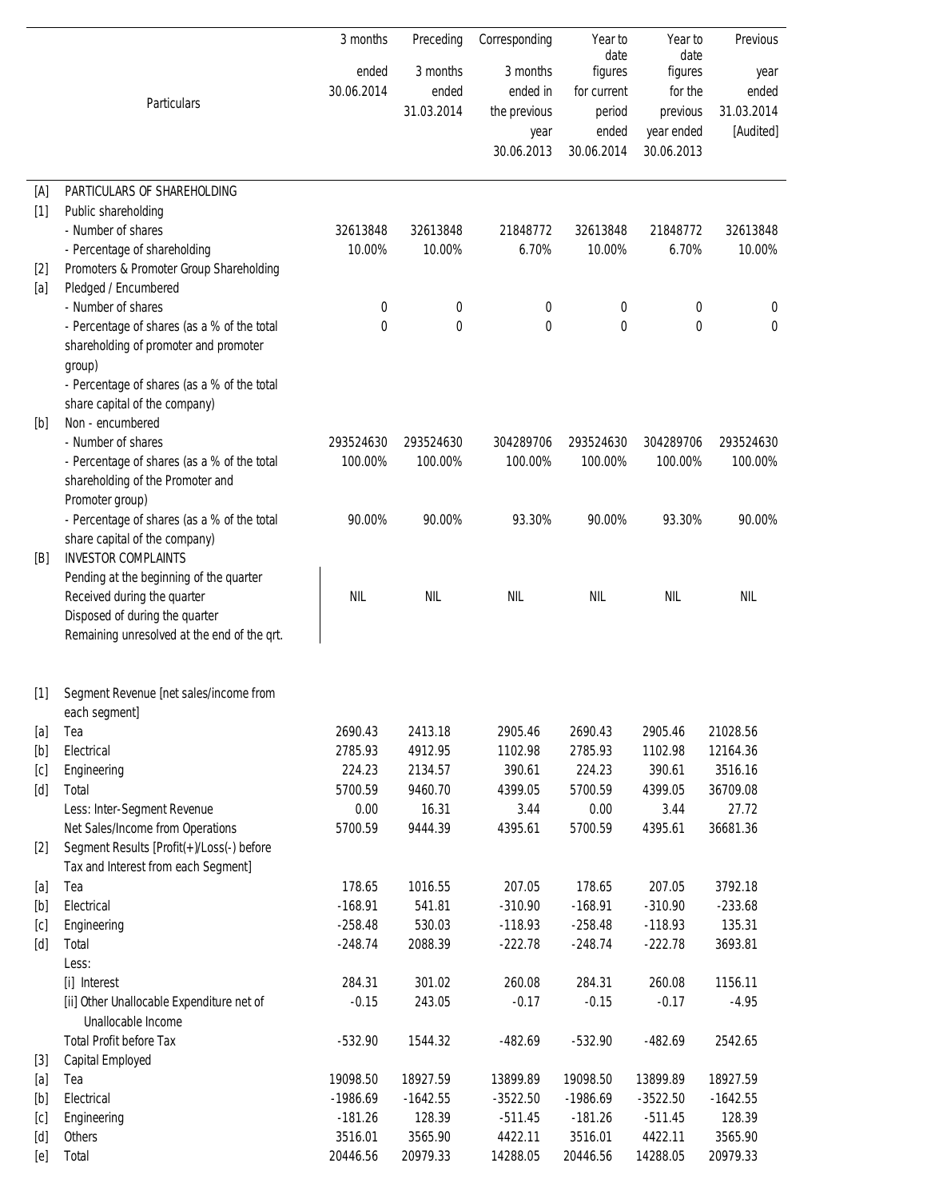| | Particulars | 3 months ended 30.06.2014 | Preceding 3 months ended 31.03.2014 | Corresponding 3 months ended in the previous year 30.06.2013 | Year to date figures for current period ended 30.06.2014 | Year to date figures for the previous year ended 30.06.2013 | Previous year ended 31.03.2014 [Audited] |
|---|---|---|---|---|---|---|---|
| [A] | PARTICULARS OF SHAREHOLDING | | | | | | |
| [1] | Public shareholding | | | | | | |
| | - Number of shares | 32613848 | 32613848 | 21848772 | 32613848 | 21848772 | 32613848 |
| | - Percentage of shareholding | 10.00% | 10.00% | 6.70% | 10.00% | 6.70% | 10.00% |
| [2] | Promoters & Promoter Group Shareholding | | | | | | |
| [a] | Pledged / Encumbered | | | | | | |
| | - Number of shares | 0 | 0 | 0 | 0 | 0 | 0 |
| | - Percentage of shares (as a % of the total shareholding of promoter and promoter group) | 0 | 0 | 0 | 0 | 0 | 0 |
| | - Percentage of shares (as a % of the total share capital of the company) | | | | | | |
| [b] | Non - encumbered | | | | | | |
| | - Number of shares | 293524630 | 293524630 | 304289706 | 293524630 | 304289706 | 293524630 |
| | - Percentage of shares (as a % of the total shareholding of the Promoter and Promoter group) | 100.00% | 100.00% | 100.00% | 100.00% | 100.00% | 100.00% |
| | - Percentage of shares (as a % of the total share capital of the company) | 90.00% | 90.00% | 93.30% | 90.00% | 93.30% | 90.00% |
| [B] | INVESTOR COMPLAINTS | | | | | | |
| | Pending at the beginning of the quarter<br>Received during the quarter<br>Disposed of during the quarter<br>Remaining unresolved at the end of the qrt. | NIL | NIL | NIL | NIL | NIL | NIL |

| | Particulars | 3 months ended 30.06.2014 | Preceding 3 months ended 31.03.2014 | Corresponding 3 months ended in the previous year 30.06.2013 | Year to date figures for current period ended 30.06.2014 | Year to date figures for the previous year ended 30.06.2013 | Previous year ended 31.03.2014 [Audited] |
|---|---|---|---|---|---|---|---|
| [1] | Segment Revenue [net sales/income from each segment] | | | | | | |
| [a] | Tea | 2690.43 | 2413.18 | 2905.46 | 2690.43 | 2905.46 | 21028.56 |
| [b] | Electrical | 2785.93 | 4912.95 | 1102.98 | 2785.93 | 1102.98 | 12164.36 |
| [c] | Engineering | 224.23 | 2134.57 | 390.61 | 224.23 | 390.61 | 3516.16 |
| [d] | Total | 5700.59 | 9460.70 | 4399.05 | 5700.59 | 4399.05 | 36709.08 |
| | Less: Inter-Segment Revenue | 0.00 | 16.31 | 3.44 | 0.00 | 3.44 | 27.72 |
| | Net Sales/Income from Operations | 5700.59 | 9444.39 | 4395.61 | 5700.59 | 4395.61 | 36681.36 |
| [2] | Segment Results [Profit(+)/Loss(-) before Tax and Interest from each Segment] | | | | | | |
| [a] | Tea | 178.65 | 1016.55 | 207.05 | 178.65 | 207.05 | 3792.18 |
| [b] | Electrical | -168.91 | 541.81 | -310.90 | -168.91 | -310.90 | -233.68 |
| [c] | Engineering | -258.48 | 530.03 | -118.93 | -258.48 | -118.93 | 135.31 |
| [d] | Total | -248.74 | 2088.39 | -222.78 | -248.74 | -222.78 | 3693.81 |
| | Less: | | | | | | |
| | [i] Interest | 284.31 | 301.02 | 260.08 | 284.31 | 260.08 | 1156.11 |
| | [ii] Other Unallocable Expenditure net of Unallocable Income | -0.15 | 243.05 | -0.17 | -0.15 | -0.17 | -4.95 |
| | Total Profit before Tax | -532.90 | 1544.32 | -482.69 | -532.90 | -482.69 | 2542.65 |
| [3] | Capital Employed | | | | | | |
| [a] | Tea | 19098.50 | 18927.59 | 13899.89 | 19098.50 | 13899.89 | 18927.59 |
| [b] | Electrical | -1986.69 | -1642.55 | -3522.50 | -1986.69 | -3522.50 | -1642.55 |
| [c] | Engineering | -181.26 | 128.39 | -511.45 | -181.26 | -511.45 | 128.39 |
| [d] | Others | 3516.01 | 3565.90 | 4422.11 | 3516.01 | 4422.11 | 3565.90 |
| [e] | Total | 20446.56 | 20979.33 | 14288.05 | 20446.56 | 14288.05 | 20979.33 |